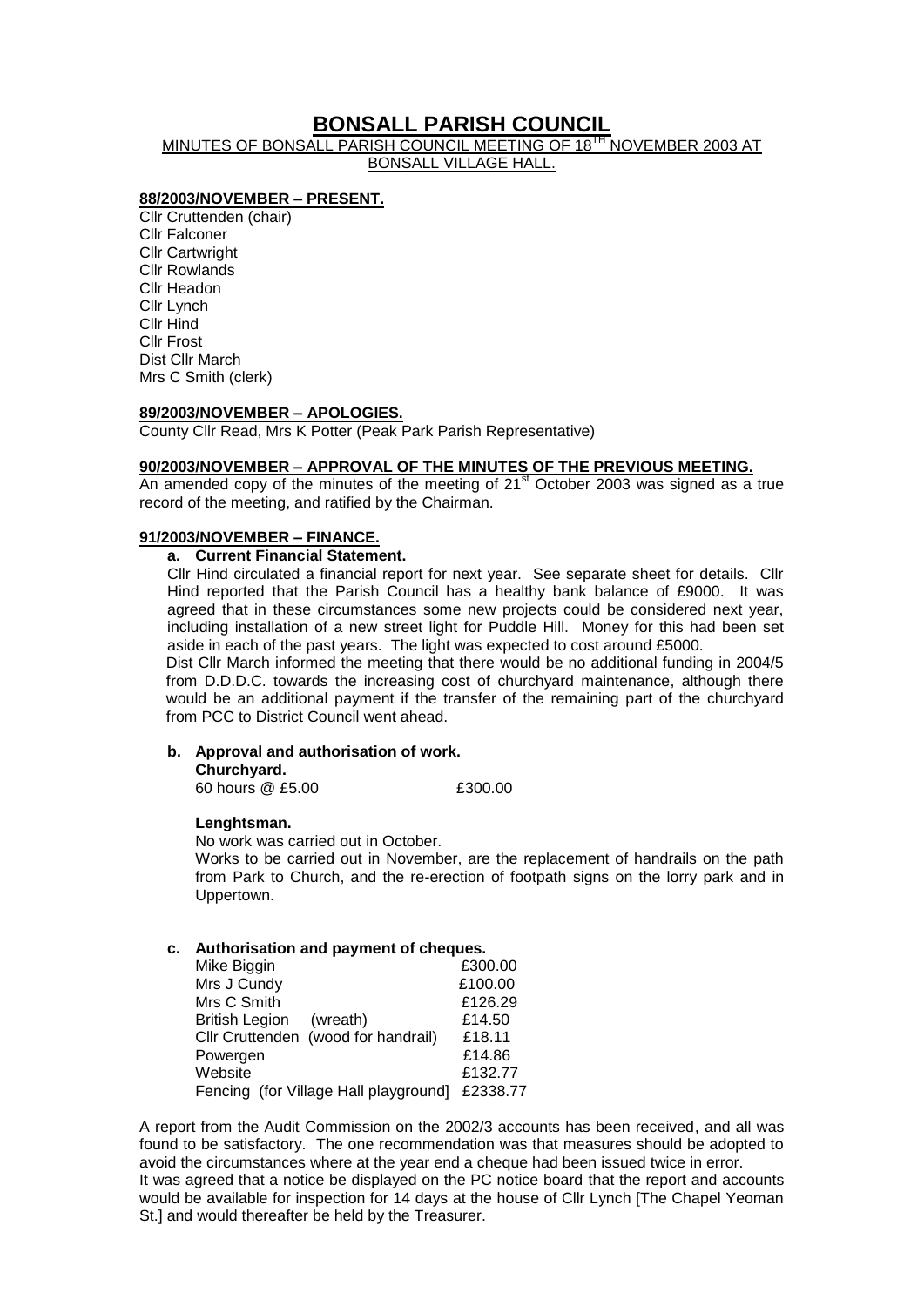# BONSALL PARISH COUNCIL

MINUTES OF BONSALL PARISH COUNCIL MEETING OF 18TH NOVEMBER 2003 AT BONSALL VILLAGE HALL.

## 88/2003/NOVEMBER – PRESENT.

Cllr Cruttenden (chair)
Cllr Falconer
Cllr Cartwright
Cllr Rowlands
Cllr Headon
Cllr Lynch
Cllr Hind
Cllr Frost
Dist Cllr March
Mrs C Smith (clerk)

## 89/2003/NOVEMBER – APOLOGIES.

County Cllr Read, Mrs K Potter (Peak Park Parish Representative)

## 90/2003/NOVEMBER – APPROVAL OF THE MINUTES OF THE PREVIOUS MEETING.

An amended copy of the minutes of the meeting of 21st October 2003 was signed as a true record of the meeting, and ratified by the Chairman.

## 91/2003/NOVEMBER – FINANCE.

**a. Current Financial Statement.**

Cllr Hind circulated a financial report for next year. See separate sheet for details. Cllr Hind reported that the Parish Council has a healthy bank balance of £9000. It was agreed that in these circumstances some new projects could be considered next year, including installation of a new street light for Puddle Hill. Money for this had been set aside in each of the past years. The light was expected to cost around £5000.

Dist Cllr March informed the meeting that there would be no additional funding in 2004/5 from D.D.D.C. towards the increasing cost of churchyard maintenance, although there would be an additional payment if the transfer of the remaining part of the churchyard from PCC to District Council went ahead.

**b. Approval and authorisation of work.**

**Churchyard.**

| | |
|---|---|
| 60 hours @ £5.00 | £300.00 |

**Lenghtsman.**

No work was carried out in October.

Works to be carried out in November, are the replacement of handrails on the path from Park to Church, and the re-erection of footpath signs on the lorry park and in Uppertown.

**c. Authorisation and payment of cheques.**

| | |
|---|---|
| Mike Biggin | £300.00 |
| Mrs J Cundy | £100.00 |
| Mrs C Smith | £126.29 |
| British Legion (wreath) | £14.50 |
| Cllr Cruttenden (wood for handrail) | £18.11 |
| Powergen | £14.86 |
| Website | £132.77 |
| Fencing (for Village Hall playground] | £2338.77 |

A report from the Audit Commission on the 2002/3 accounts has been received, and all was found to be satisfactory. The one recommendation was that measures should be adopted to avoid the circumstances where at the year end a cheque had been issued twice in error.

It was agreed that a notice be displayed on the PC notice board that the report and accounts would be available for inspection for 14 days at the house of Cllr Lynch [The Chapel Yeoman St.] and would thereafter be held by the Treasurer.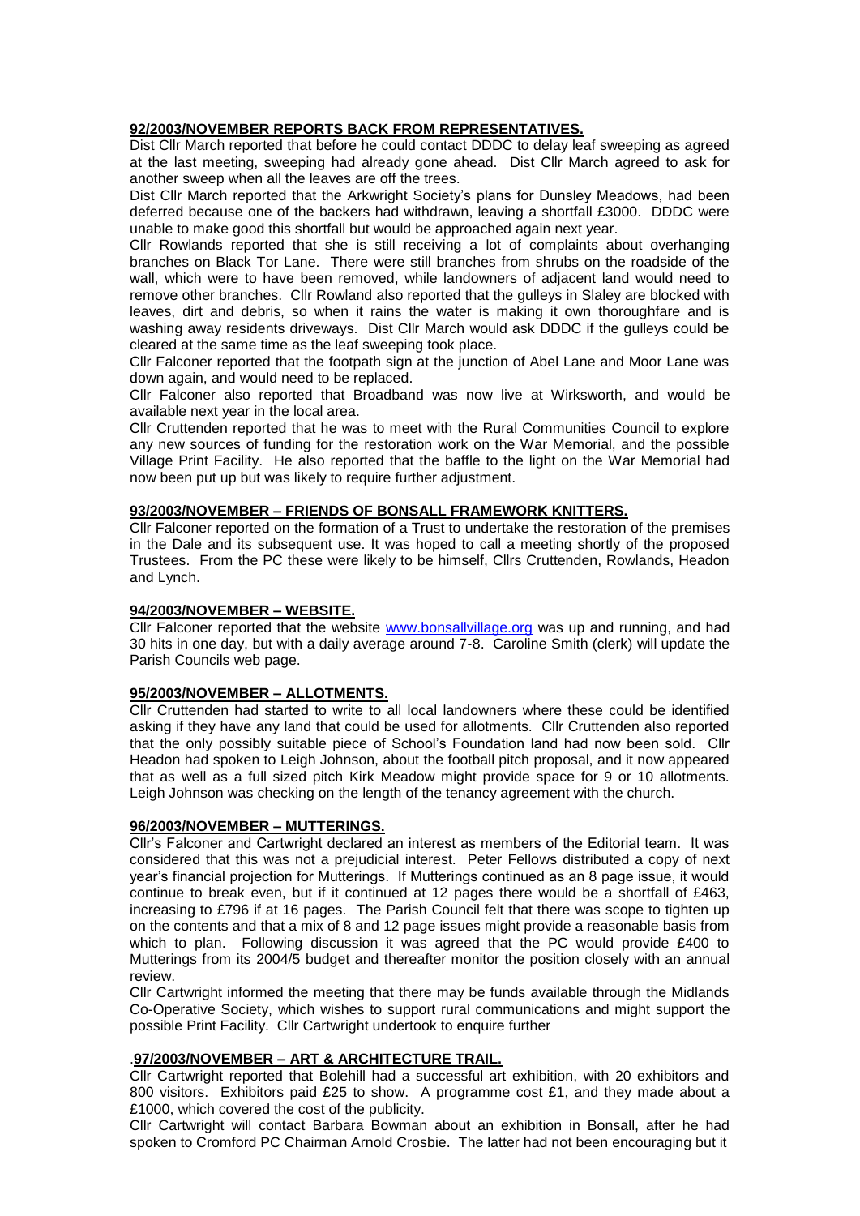**92/2003/NOVEMBER REPORTS BACK FROM REPRESENTATIVES.**

Dist Cllr March reported that before he could contact DDDC to delay leaf sweeping as agreed at the last meeting, sweeping had already gone ahead. Dist Cllr March agreed to ask for another sweep when all the leaves are off the trees.

Dist Cllr March reported that the Arkwright Society's plans for Dunsley Meadows, had been deferred because one of the backers had withdrawn, leaving a shortfall £3000. DDDC were unable to make good this shortfall but would be approached again next year.

Cllr Rowlands reported that she is still receiving a lot of complaints about overhanging branches on Black Tor Lane. There were still branches from shrubs on the roadside of the wall, which were to have been removed, while landowners of adjacent land would need to remove other branches. Cllr Rowland also reported that the gulleys in Slaley are blocked with leaves, dirt and debris, so when it rains the water is making it own thoroughfare and is washing away residents driveways. Dist Cllr March would ask DDDC if the gulleys could be cleared at the same time as the leaf sweeping took place.

Cllr Falconer reported that the footpath sign at the junction of Abel Lane and Moor Lane was down again, and would need to be replaced.

Cllr Falconer also reported that Broadband was now live at Wirksworth, and would be available next year in the local area.

Cllr Cruttenden reported that he was to meet with the Rural Communities Council to explore any new sources of funding for the restoration work on the War Memorial, and the possible Village Print Facility. He also reported that the baffle to the light on the War Memorial had now been put up but was likely to require further adjustment.

**93/2003/NOVEMBER – FRIENDS OF BONSALL FRAMEWORK KNITTERS.**

Cllr Falconer reported on the formation of a Trust to undertake the restoration of the premises in the Dale and its subsequent use. It was hoped to call a meeting shortly of the proposed Trustees. From the PC these were likely to be himself, Cllrs Cruttenden, Rowlands, Headon and Lynch.

**94/2003/NOVEMBER – WEBSITE.**

Cllr Falconer reported that the website www.bonsallvillage.org was up and running, and had 30 hits in one day, but with a daily average around 7-8. Caroline Smith (clerk) will update the Parish Councils web page.

**95/2003/NOVEMBER – ALLOTMENTS.**

Cllr Cruttenden had started to write to all local landowners where these could be identified asking if they have any land that could be used for allotments. Cllr Cruttenden also reported that the only possibly suitable piece of School's Foundation land had now been sold. Cllr Headon had spoken to Leigh Johnson, about the football pitch proposal, and it now appeared that as well as a full sized pitch Kirk Meadow might provide space for 9 or 10 allotments. Leigh Johnson was checking on the length of the tenancy agreement with the church.

**96/2003/NOVEMBER – MUTTERINGS.**

Cllr's Falconer and Cartwright declared an interest as members of the Editorial team. It was considered that this was not a prejudicial interest. Peter Fellows distributed a copy of next year's financial projection for Mutterings. If Mutterings continued as an 8 page issue, it would continue to break even, but if it continued at 12 pages there would be a shortfall of £463, increasing to £796 if at 16 pages. The Parish Council felt that there was scope to tighten up on the contents and that a mix of 8 and 12 page issues might provide a reasonable basis from which to plan. Following discussion it was agreed that the PC would provide £400 to Mutterings from its 2004/5 budget and thereafter monitor the position closely with an annual review.

Cllr Cartwright informed the meeting that there may be funds available through the Midlands Co-Operative Society, which wishes to support rural communications and might support the possible Print Facility. Cllr Cartwright undertook to enquire further

.**97/2003/NOVEMBER – ART & ARCHITECTURE TRAIL.**

Cllr Cartwright reported that Bolehill had a successful art exhibition, with 20 exhibitors and 800 visitors. Exhibitors paid £25 to show. A programme cost £1, and they made about a £1000, which covered the cost of the publicity.

Cllr Cartwright will contact Barbara Bowman about an exhibition in Bonsall, after he had spoken to Cromford PC Chairman Arnold Crosbie. The latter had not been encouraging but it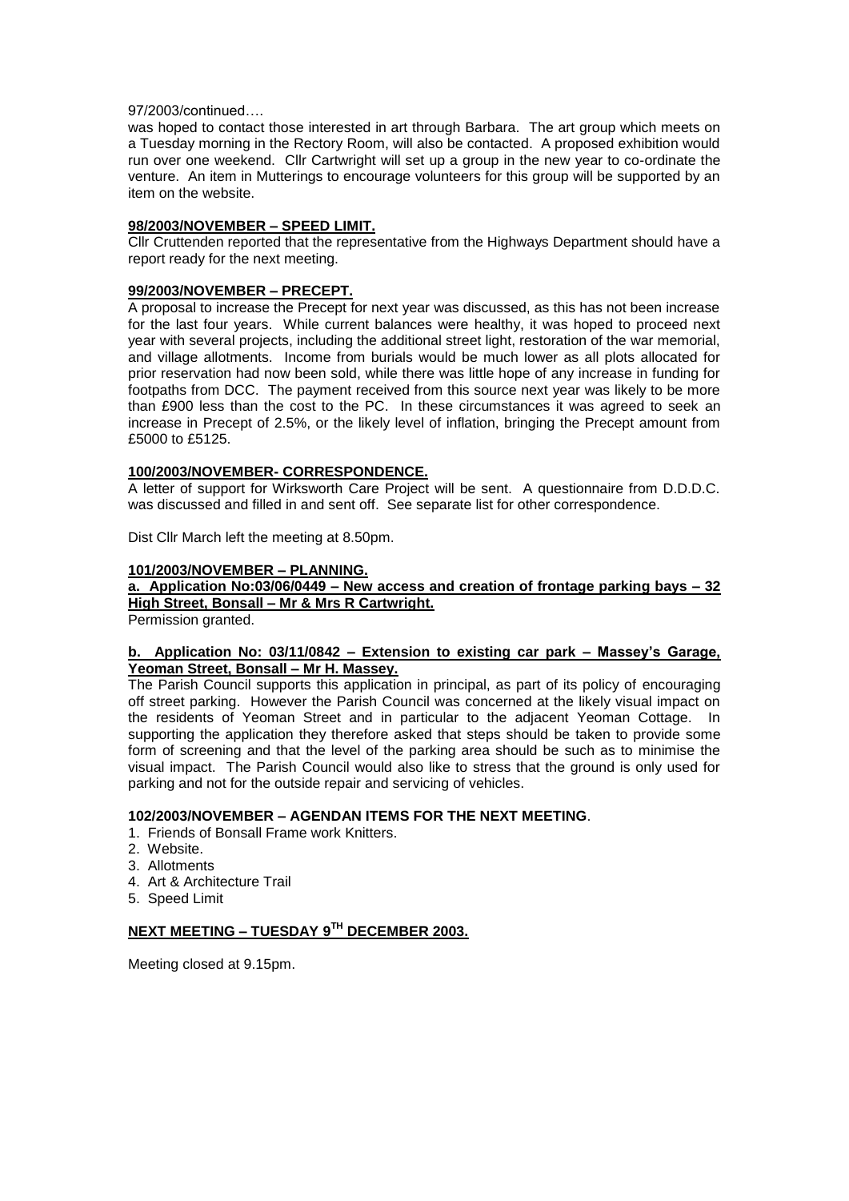97/2003/continued….

was hoped to contact those interested in art through Barbara. The art group which meets on a Tuesday morning in the Rectory Room, will also be contacted. A proposed exhibition would run over one weekend. Cllr Cartwright will set up a group in the new year to co-ordinate the venture. An item in Mutterings to encourage volunteers for this group will be supported by an item on the website.

**98/2003/NOVEMBER – SPEED LIMIT.**

Cllr Cruttenden reported that the representative from the Highways Department should have a report ready for the next meeting.

**99/2003/NOVEMBER – PRECEPT.**

A proposal to increase the Precept for next year was discussed, as this has not been increase for the last four years. While current balances were healthy, it was hoped to proceed next year with several projects, including the additional street light, restoration of the war memorial, and village allotments. Income from burials would be much lower as all plots allocated for prior reservation had now been sold, while there was little hope of any increase in funding for footpaths from DCC. The payment received from this source next year was likely to be more than £900 less than the cost to the PC. In these circumstances it was agreed to seek an increase in Precept of 2.5%, or the likely level of inflation, bringing the Precept amount from £5000 to £5125.

**100/2003/NOVEMBER- CORRESPONDENCE.**

A letter of support for Wirksworth Care Project will be sent. A questionnaire from D.D.D.C. was discussed and filled in and sent off. See separate list for other correspondence.

Dist Cllr March left the meeting at 8.50pm.

**101/2003/NOVEMBER – PLANNING.**

**a. Application No:03/06/0449 – New access and creation of frontage parking bays – 32 High Street, Bonsall – Mr & Mrs R Cartwright.**

Permission granted.

**b. Application No: 03/11/0842 – Extension to existing car park – Massey's Garage, Yeoman Street, Bonsall – Mr H. Massey.**

The Parish Council supports this application in principal, as part of its policy of encouraging off street parking. However the Parish Council was concerned at the likely visual impact on the residents of Yeoman Street and in particular to the adjacent Yeoman Cottage. In supporting the application they therefore asked that steps should be taken to provide some form of screening and that the level of the parking area should be such as to minimise the visual impact. The Parish Council would also like to stress that the ground is only used for parking and not for the outside repair and servicing of vehicles.

**102/2003/NOVEMBER – AGENDAN ITEMS FOR THE NEXT MEETING**.

1. Friends of Bonsall Frame work Knitters.
2. Website.
3. Allotments
4. Art & Architecture Trail
5. Speed Limit

**NEXT MEETING – TUESDAY 9TH DECEMBER 2003.**

Meeting closed at 9.15pm.